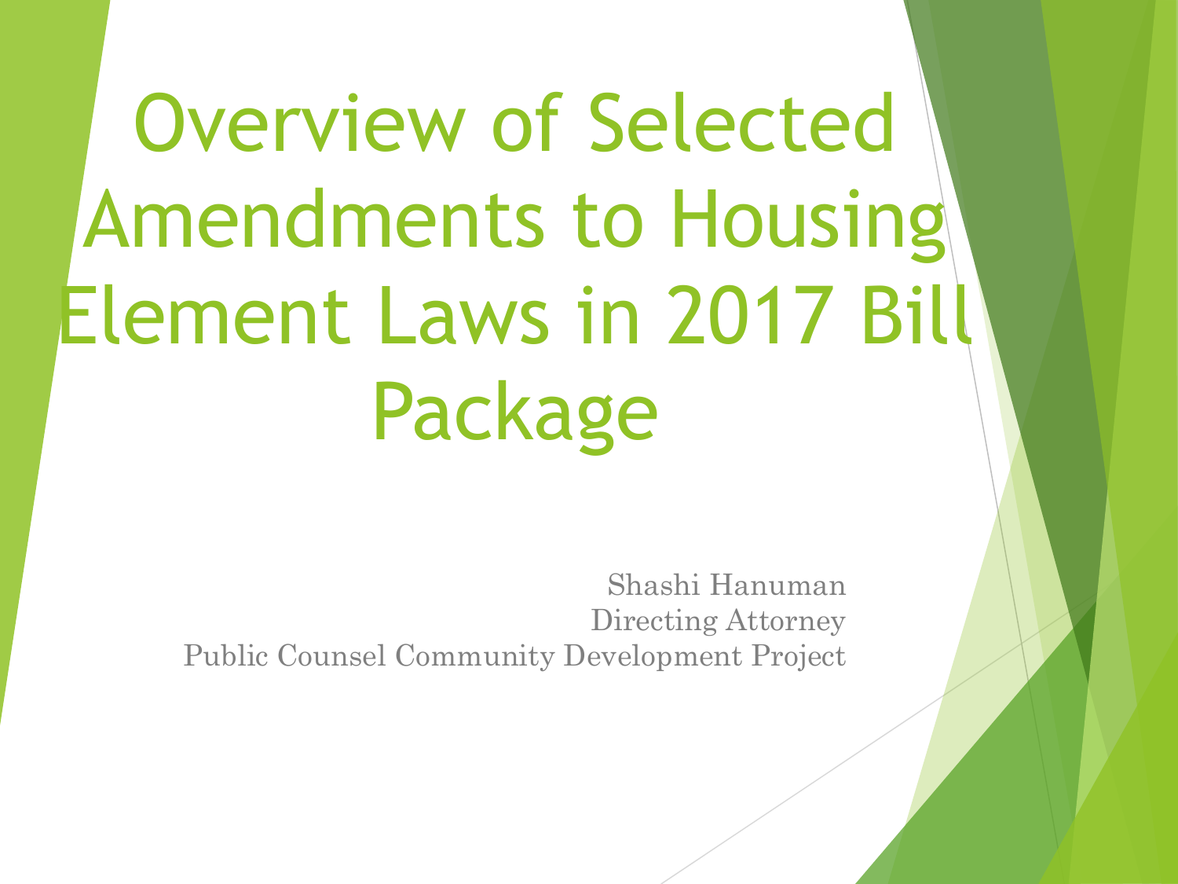# Overview of Selected Amendments to Housing Element Laws in 2017 Bill Package

Shashi Hanuman
Directing Attorney
Public Counsel Community Development Project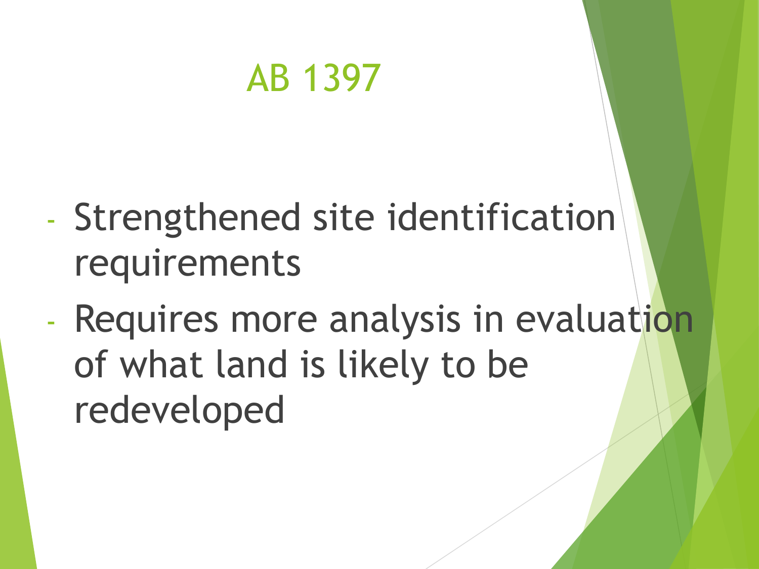# AB 1397

- Strengthened site identification requirements
- Requires more analysis in evaluation of what land is likely to be redeveloped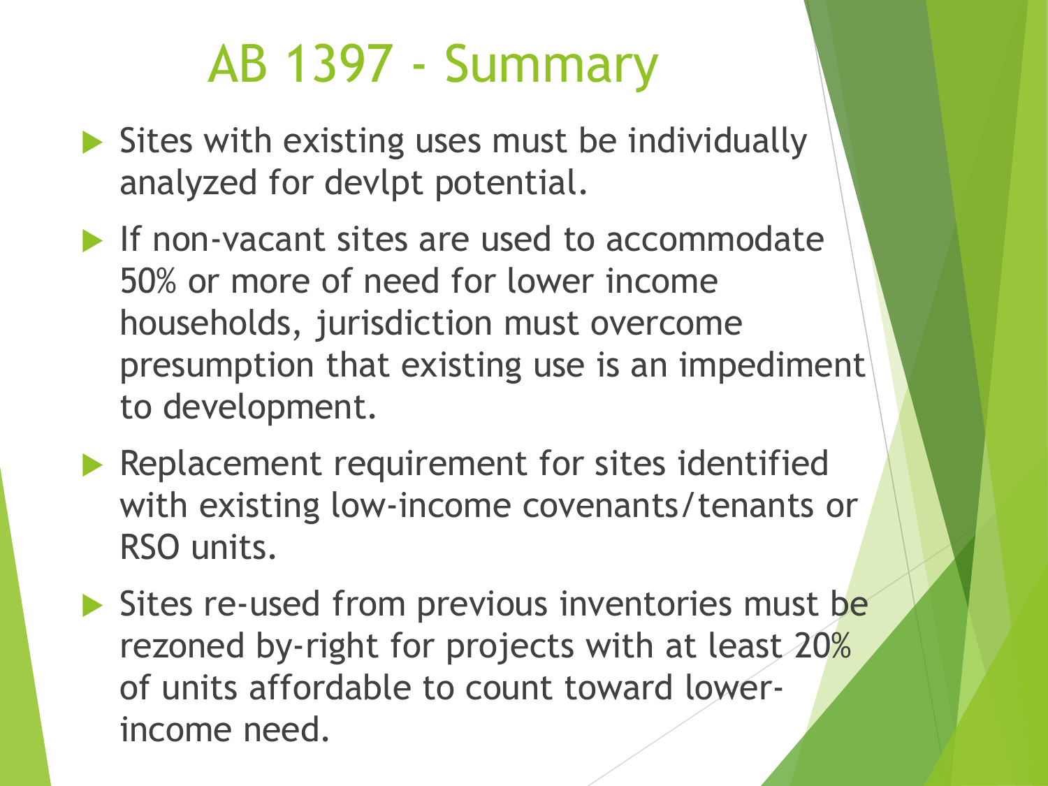# AB 1397 - Summary

- Sites with existing uses must be individually analyzed for devlpt potential.
- If non-vacant sites are used to accommodate 50% or more of need for lower income households, jurisdiction must overcome presumption that existing use is an impediment to development.
- Replacement requirement for sites identified with existing low-income covenants/tenants or RSO units.
- Sites re-used from previous inventories must be rezoned by-right for projects with at least 20% of units affordable to count toward lower-income need.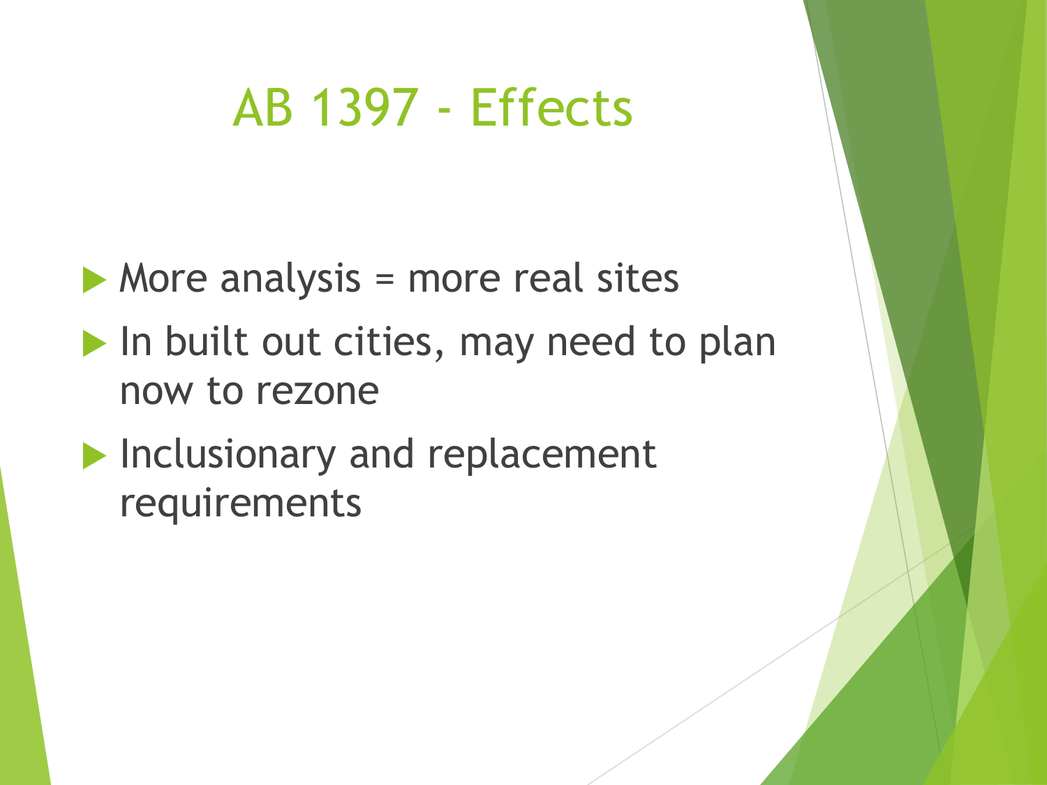# AB 1397 - Effects

- More analysis = more real sites
- In built out cities, may need to plan now to rezone
- Inclusionary and replacement requirements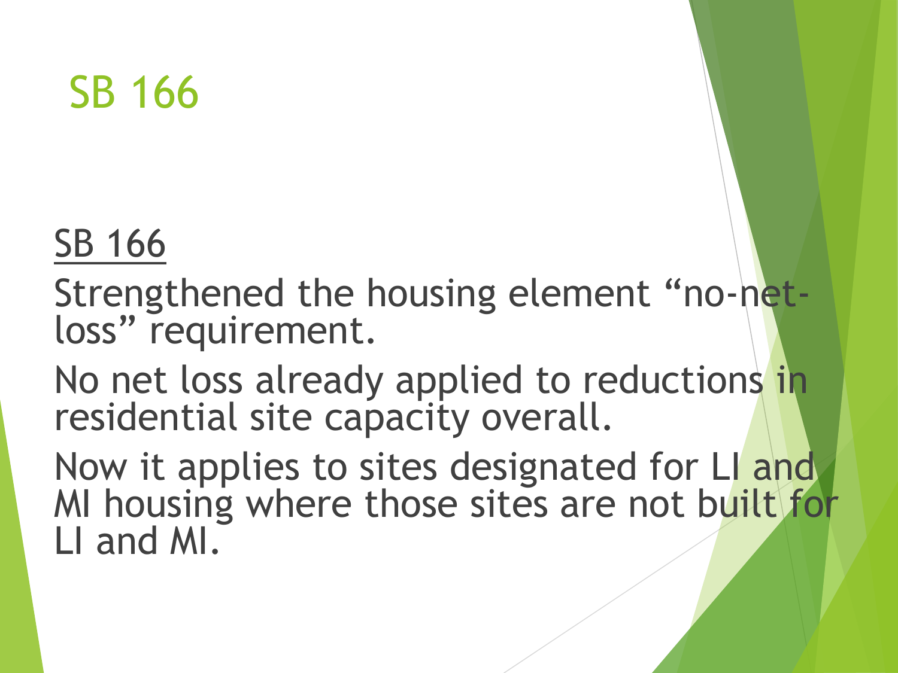# SB 166

<u>SB 166</u>

Strengthened the housing element “no-net-loss” requirement.

No net loss already applied to reductions in residential site capacity overall.

Now it applies to sites designated for LI and MI housing where those sites are not built for LI and MI.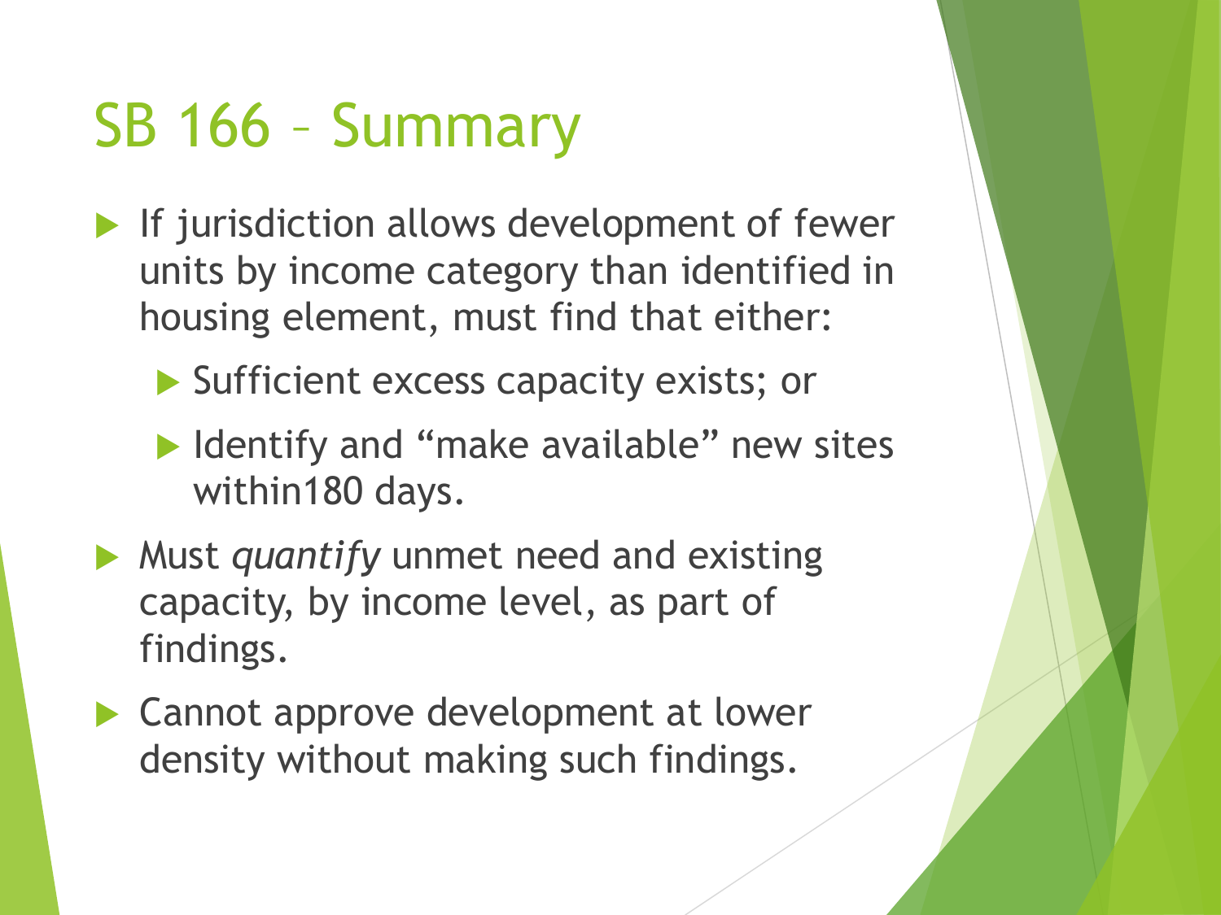# SB 166 – Summary

- If jurisdiction allows development of fewer units by income category than identified in housing element, must find that either:
  - Sufficient excess capacity exists; or
  - Identify and "make available" new sites within180 days.
- Must *quantify* unmet need and existing capacity, by income level, as part of findings.
- Cannot approve development at lower density without making such findings.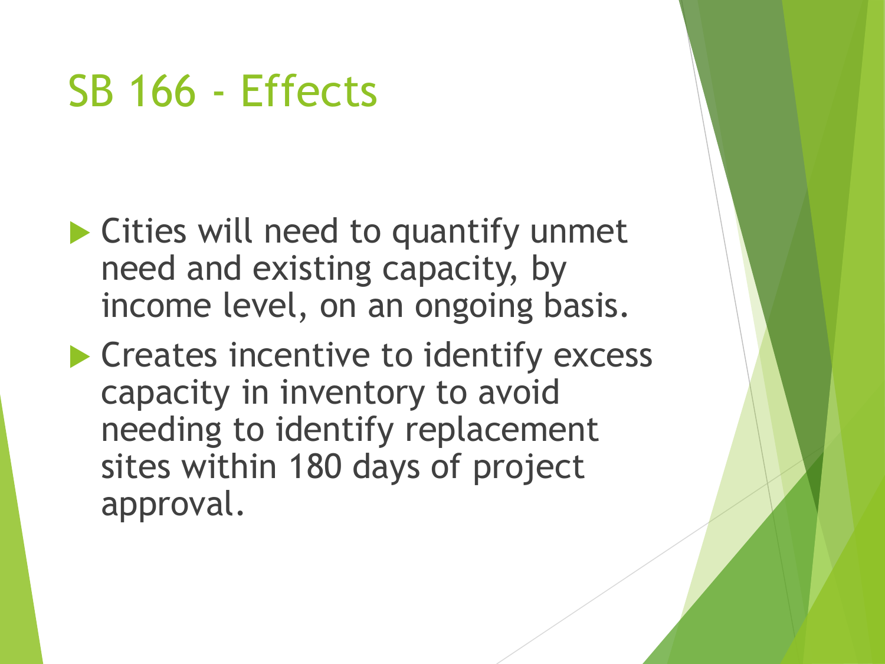# SB 166 - Effects

- Cities will need to quantify unmet need and existing capacity, by income level, on an ongoing basis.
- Creates incentive to identify excess capacity in inventory to avoid needing to identify replacement sites within 180 days of project approval.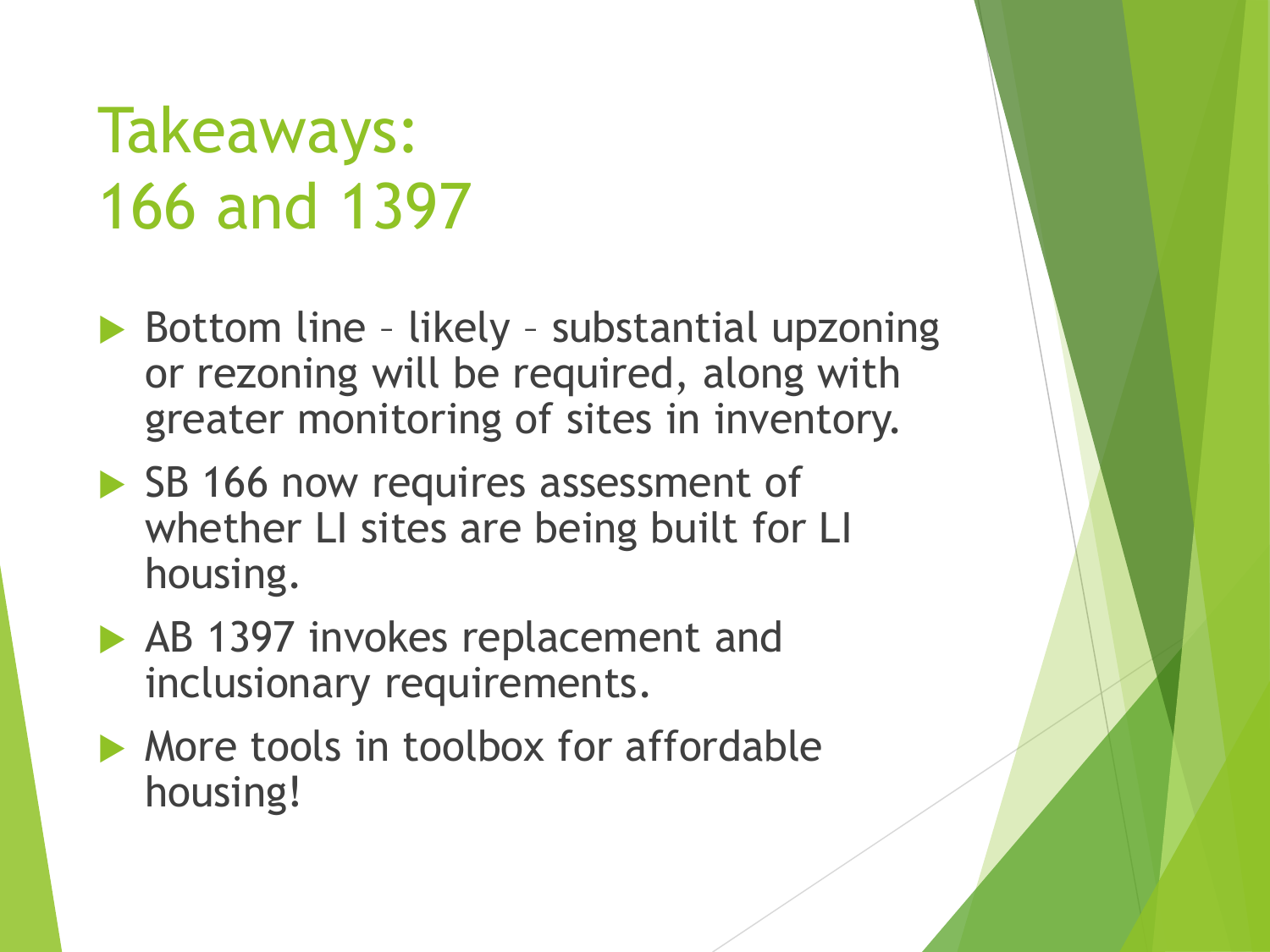# Takeaways: 166 and 1397

- Bottom line – likely – substantial upzoning or rezoning will be required, along with greater monitoring of sites in inventory.
- SB 166 now requires assessment of whether LI sites are being built for LI housing.
- AB 1397 invokes replacement and inclusionary requirements.
- More tools in toolbox for affordable housing!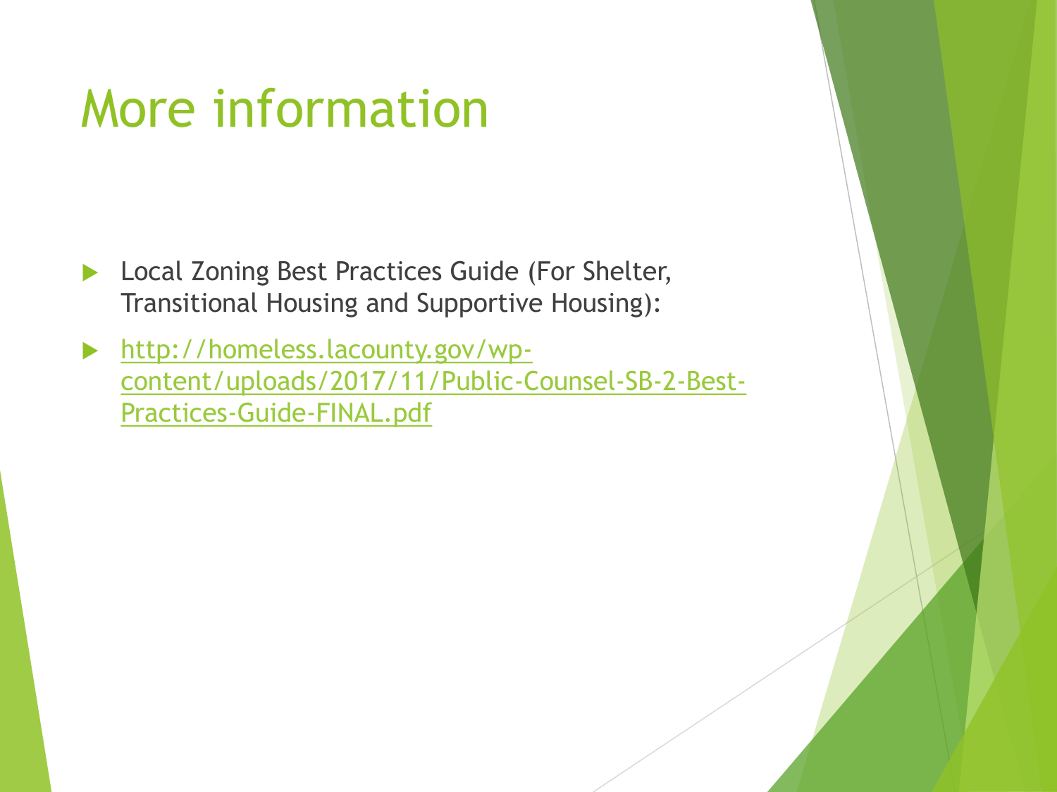# More information

- Local Zoning Best Practices Guide (For Shelter, Transitional Housing and Supportive Housing):
- [http://homeless.lacounty.gov/wp-content/uploads/2017/11/Public-Counsel-SB-2-Best-Practices-Guide-FINAL.pdf](http://homeless.lacounty.gov/wp-content/uploads/2017/11/Public-Counsel-SB-2-Best-Practices-Guide-FINAL.pdf)